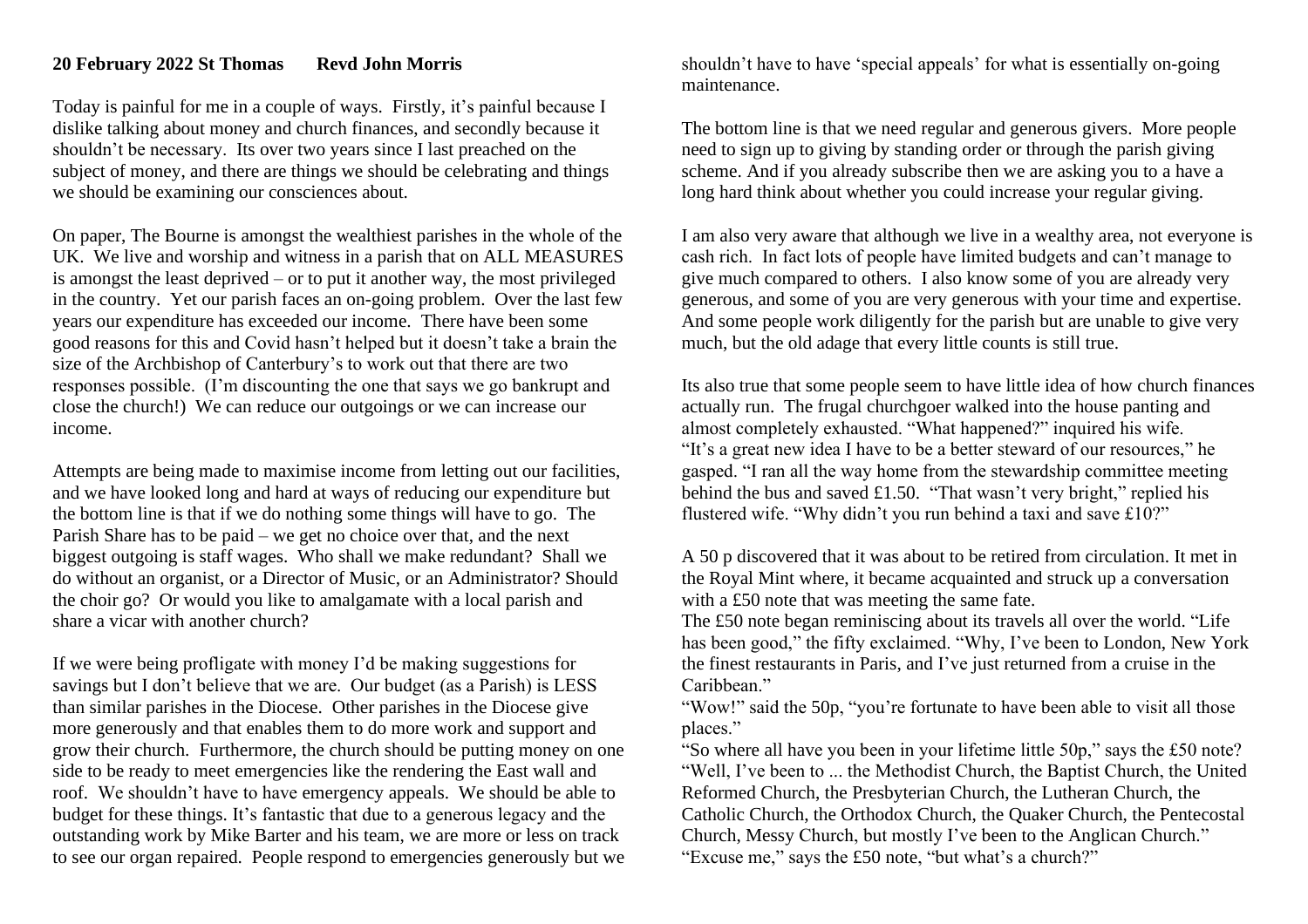**20 February 2022 St Thomas Revd John Morris**

Today is painful for me in a couple of ways. Firstly, it's painful because I dislike talking about money and church finances, and secondly because it shouldn't be necessary. Its over two years since I last preached on the subject of money, and there are things we should be celebrating and things we should be examining our consciences about.

On paper, The Bourne is amongst the wealthiest parishes in the whole of the UK. We live and worship and witness in a parish that on ALL MEASURES is amongst the least deprived – or to put it another way, the most privileged in the country. Yet our parish faces an on-going problem. Over the last few years our expenditure has exceeded our income. There have been some good reasons for this and Covid hasn't helped but it doesn't take a brain the size of the Archbishop of Canterbury's to work out that there are two responses possible. (I'm discounting the one that says we go bankrupt and close the church!) We can reduce our outgoings or we can increase our income.

Attempts are being made to maximise income from letting out our facilities, and we have looked long and hard at ways of reducing our expenditure but the bottom line is that if we do nothing some things will have to go. The Parish Share has to be paid – we get no choice over that, and the next biggest outgoing is staff wages. Who shall we make redundant? Shall we do without an organist, or a Director of Music, or an Administrator? Should the choir go? Or would you like to amalgamate with a local parish and share a vicar with another church?

If we were being profligate with money I'd be making suggestions for savings but I don't believe that we are. Our budget (as a Parish) is LESS than similar parishes in the Diocese. Other parishes in the Diocese give more generously and that enables them to do more work and support and grow their church. Furthermore, the church should be putting money on one side to be ready to meet emergencies like the rendering the East wall and roof. We shouldn't have to have emergency appeals. We should be able to budget for these things. It's fantastic that due to a generous legacy and the outstanding work by Mike Barter and his team, we are more or less on track to see our organ repaired. People respond to emergencies generously but we shouldn't have to have 'special appeals' for what is essentially on-going maintenance.

The bottom line is that we need regular and generous givers. More people need to sign up to giving by standing order or through the parish giving scheme. And if you already subscribe then we are asking you to a have a long hard think about whether you could increase your regular giving.

I am also very aware that although we live in a wealthy area, not everyone is cash rich. In fact lots of people have limited budgets and can't manage to give much compared to others. I also know some of you are already very generous, and some of you are very generous with your time and expertise. And some people work diligently for the parish but are unable to give very much, but the old adage that every little counts is still true.

Its also true that some people seem to have little idea of how church finances actually run. The frugal churchgoer walked into the house panting and almost completely exhausted. "What happened?" inquired his wife. "It's a great new idea I have to be a better steward of our resources," he gasped. "I ran all the way home from the stewardship committee meeting behind the bus and saved £1.50. "That wasn't very bright," replied his flustered wife. "Why didn't you run behind a taxi and save £10?"

A 50 p discovered that it was about to be retired from circulation. It met in the Royal Mint where, it became acquainted and struck up a conversation with a £50 note that was meeting the same fate.

The £50 note began reminiscing about its travels all over the world. "Life has been good," the fifty exclaimed. "Why, I've been to London, New York the finest restaurants in Paris, and I've just returned from a cruise in the Caribbean."

"Wow!" said the 50p, "you're fortunate to have been able to visit all those places."

"So where all have you been in your lifetime little 50p," says the £50 note?

"Well, I've been to ... the Methodist Church, the Baptist Church, the United Reformed Church, the Presbyterian Church, the Lutheran Church, the Catholic Church, the Orthodox Church, the Quaker Church, the Pentecostal Church, Messy Church, but mostly I've been to the Anglican Church."

"Excuse me," says the £50 note, "but what's a church?"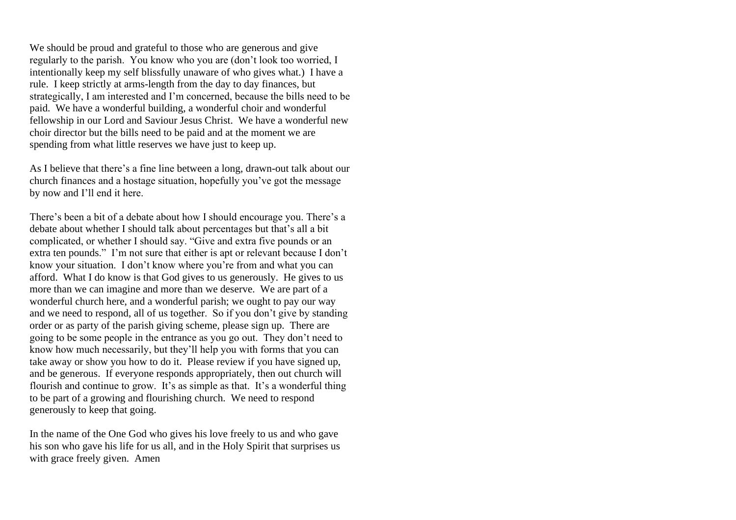We should be proud and grateful to those who are generous and give regularly to the parish. You know who you are (don't look too worried, I intentionally keep my self blissfully unaware of who gives what.) I have a rule. I keep strictly at arms-length from the day to day finances, but strategically, I am interested and I'm concerned, because the bills need to be paid. We have a wonderful building, a wonderful choir and wonderful fellowship in our Lord and Saviour Jesus Christ. We have a wonderful new choir director but the bills need to be paid and at the moment we are spending from what little reserves we have just to keep up.

As I believe that there's a fine line between a long, drawn-out talk about our church finances and a hostage situation, hopefully you've got the message by now and I'll end it here.

There's been a bit of a debate about how I should encourage you. There's a debate about whether I should talk about percentages but that's all a bit complicated, or whether I should say. "Give and extra five pounds or an extra ten pounds." I'm not sure that either is apt or relevant because I don't know your situation. I don't know where you're from and what you can afford. What I do know is that God gives to us generously. He gives to us more than we can imagine and more than we deserve. We are part of a wonderful church here, and a wonderful parish; we ought to pay our way and we need to respond, all of us together. So if you don't give by standing order or as party of the parish giving scheme, please sign up. There are going to be some people in the entrance as you go out. They don't need to know how much necessarily, but they'll help you with forms that you can take away or show you how to do it. Please review if you have signed up, and be generous. If everyone responds appropriately, then out church will flourish and continue to grow. It's as simple as that. It's a wonderful thing to be part of a growing and flourishing church. We need to respond generously to keep that going.

In the name of the One God who gives his love freely to us and who gave his son who gave his life for us all, and in the Holy Spirit that surprises us with grace freely given. Amen